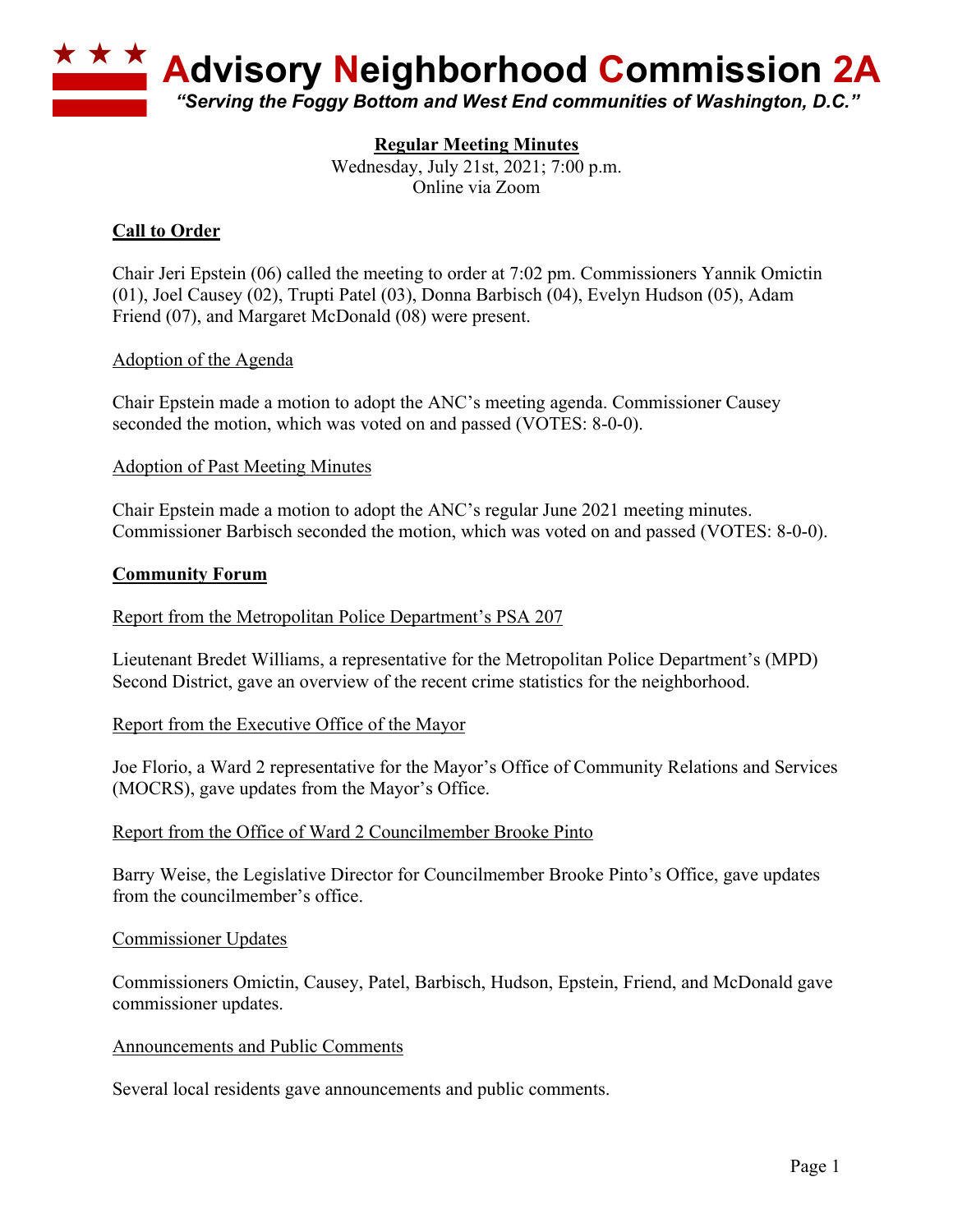# Advisory Neighborhood Commission 2A

*"Serving the Foggy Bottom and West End communities of Washington, D.C."*

**Regular Meeting Minutes**

Wednesday, July 21st, 2021; 7:00 p.m.
Online via Zoom

## Call to Order

Chair Jeri Epstein (06) called the meeting to order at 7:02 pm. Commissioners Yannik Omictin (01), Joel Causey (02), Trupti Patel (03), Donna Barbisch (04), Evelyn Hudson (05), Adam Friend (07), and Margaret McDonald (08) were present.

### Adoption of the Agenda

Chair Epstein made a motion to adopt the ANC's meeting agenda. Commissioner Causey seconded the motion, which was voted on and passed (VOTES: 8-0-0).

### Adoption of Past Meeting Minutes

Chair Epstein made a motion to adopt the ANC's regular June 2021 meeting minutes. Commissioner Barbisch seconded the motion, which was voted on and passed (VOTES: 8-0-0).

## Community Forum

### Report from the Metropolitan Police Department's PSA 207

Lieutenant Bredet Williams, a representative for the Metropolitan Police Department's (MPD) Second District, gave an overview of the recent crime statistics for the neighborhood.

### Report from the Executive Office of the Mayor

Joe Florio, a Ward 2 representative for the Mayor's Office of Community Relations and Services (MOCRS), gave updates from the Mayor's Office.

### Report from the Office of Ward 2 Councilmember Brooke Pinto

Barry Weise, the Legislative Director for Councilmember Brooke Pinto's Office, gave updates from the councilmember's office.

### Commissioner Updates

Commissioners Omictin, Causey, Patel, Barbisch, Hudson, Epstein, Friend, and McDonald gave commissioner updates.

### Announcements and Public Comments

Several local residents gave announcements and public comments.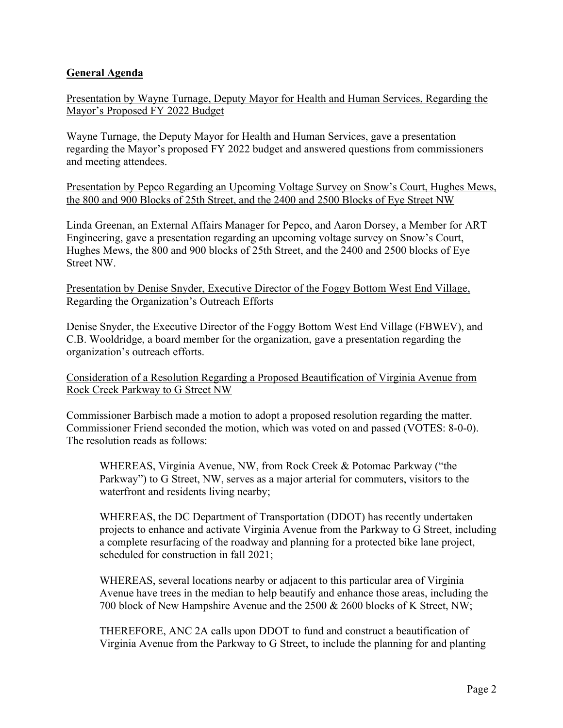## General Agenda

Presentation by Wayne Turnage, Deputy Mayor for Health and Human Services, Regarding the Mayor's Proposed FY 2022 Budget

Wayne Turnage, the Deputy Mayor for Health and Human Services, gave a presentation regarding the Mayor's proposed FY 2022 budget and answered questions from commissioners and meeting attendees.

Presentation by Pepco Regarding an Upcoming Voltage Survey on Snow's Court, Hughes Mews, the 800 and 900 Blocks of 25th Street, and the 2400 and 2500 Blocks of Eye Street NW

Linda Greenan, an External Affairs Manager for Pepco, and Aaron Dorsey, a Member for ART Engineering, gave a presentation regarding an upcoming voltage survey on Snow's Court, Hughes Mews, the 800 and 900 blocks of 25th Street, and the 2400 and 2500 blocks of Eye Street NW.

Presentation by Denise Snyder, Executive Director of the Foggy Bottom West End Village, Regarding the Organization's Outreach Efforts

Denise Snyder, the Executive Director of the Foggy Bottom West End Village (FBWEV), and C.B. Wooldridge, a board member for the organization, gave a presentation regarding the organization's outreach efforts.

Consideration of a Resolution Regarding a Proposed Beautification of Virginia Avenue from Rock Creek Parkway to G Street NW

Commissioner Barbisch made a motion to adopt a proposed resolution regarding the matter. Commissioner Friend seconded the motion, which was voted on and passed (VOTES: 8-0-0). The resolution reads as follows:

> WHEREAS, Virginia Avenue, NW, from Rock Creek & Potomac Parkway ("the Parkway") to G Street, NW, serves as a major arterial for commuters, visitors to the waterfront and residents living nearby;
>
> WHEREAS, the DC Department of Transportation (DDOT) has recently undertaken projects to enhance and activate Virginia Avenue from the Parkway to G Street, including a complete resurfacing of the roadway and planning for a protected bike lane project, scheduled for construction in fall 2021;
>
> WHEREAS, several locations nearby or adjacent to this particular area of Virginia Avenue have trees in the median to help beautify and enhance those areas, including the 700 block of New Hampshire Avenue and the 2500 & 2600 blocks of K Street, NW;
>
> THEREFORE, ANC 2A calls upon DDOT to fund and construct a beautification of Virginia Avenue from the Parkway to G Street, to include the planning for and planting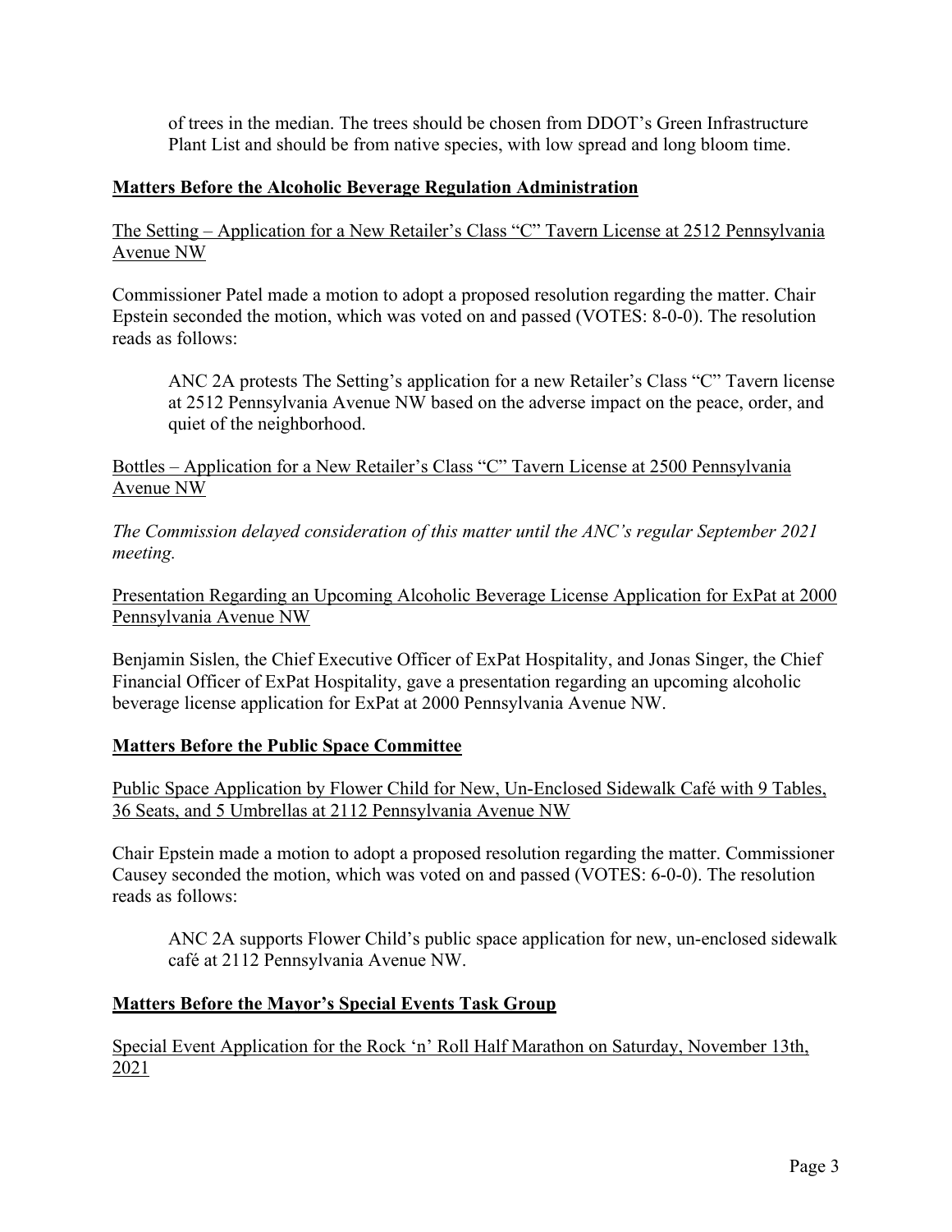of trees in the median. The trees should be chosen from DDOT's Green Infrastructure Plant List and should be from native species, with low spread and long bloom time.

## Matters Before the Alcoholic Beverage Regulation Administration

### The Setting – Application for a New Retailer's Class "C" Tavern License at 2512 Pennsylvania Avenue NW

Commissioner Patel made a motion to adopt a proposed resolution regarding the matter. Chair Epstein seconded the motion, which was voted on and passed (VOTES: 8-0-0). The resolution reads as follows:

> ANC 2A protests The Setting's application for a new Retailer's Class "C" Tavern license at 2512 Pennsylvania Avenue NW based on the adverse impact on the peace, order, and quiet of the neighborhood.

### Bottles – Application for a New Retailer's Class "C" Tavern License at 2500 Pennsylvania Avenue NW

*The Commission delayed consideration of this matter until the ANC's regular September 2021 meeting.*

### Presentation Regarding an Upcoming Alcoholic Beverage License Application for ExPat at 2000 Pennsylvania Avenue NW

Benjamin Sislen, the Chief Executive Officer of ExPat Hospitality, and Jonas Singer, the Chief Financial Officer of ExPat Hospitality, gave a presentation regarding an upcoming alcoholic beverage license application for ExPat at 2000 Pennsylvania Avenue NW.

## Matters Before the Public Space Committee

### Public Space Application by Flower Child for New, Un-Enclosed Sidewalk Café with 9 Tables, 36 Seats, and 5 Umbrellas at 2112 Pennsylvania Avenue NW

Chair Epstein made a motion to adopt a proposed resolution regarding the matter. Commissioner Causey seconded the motion, which was voted on and passed (VOTES: 6-0-0). The resolution reads as follows:

> ANC 2A supports Flower Child's public space application for new, un-enclosed sidewalk café at 2112 Pennsylvania Avenue NW.

## Matters Before the Mayor's Special Events Task Group

### Special Event Application for the Rock 'n' Roll Half Marathon on Saturday, November 13th, 2021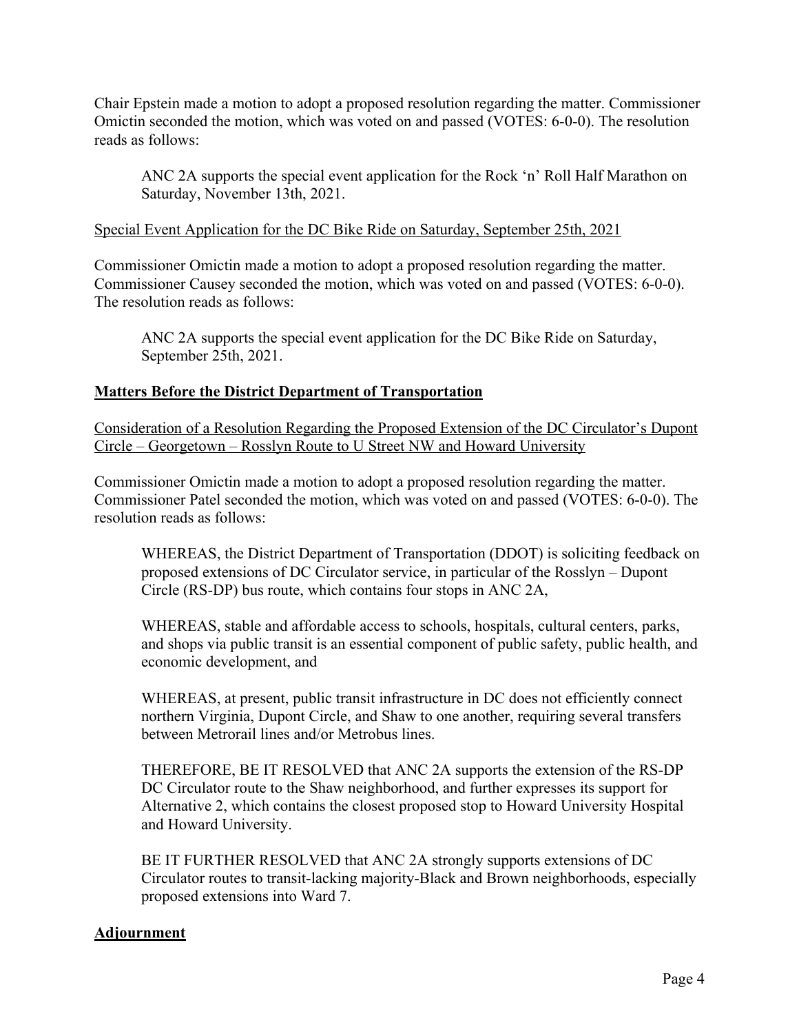Chair Epstein made a motion to adopt a proposed resolution regarding the matter. Commissioner Omictin seconded the motion, which was voted on and passed (VOTES: 6-0-0). The resolution reads as follows:

> ANC 2A supports the special event application for the Rock 'n' Roll Half Marathon on Saturday, November 13th, 2021.

<u>Special Event Application for the DC Bike Ride on Saturday, September 25th, 2021</u>

Commissioner Omictin made a motion to adopt a proposed resolution regarding the matter. Commissioner Causey seconded the motion, which was voted on and passed (VOTES: 6-0-0). The resolution reads as follows:

> ANC 2A supports the special event application for the DC Bike Ride on Saturday, September 25th, 2021.

## **Matters Before the District Department of Transportation**

<u>Consideration of a Resolution Regarding the Proposed Extension of the DC Circulator's Dupont Circle – Georgetown – Rosslyn Route to U Street NW and Howard University</u>

Commissioner Omictin made a motion to adopt a proposed resolution regarding the matter. Commissioner Patel seconded the motion, which was voted on and passed (VOTES: 6-0-0). The resolution reads as follows:

> WHEREAS, the District Department of Transportation (DDOT) is soliciting feedback on proposed extensions of DC Circulator service, in particular of the Rosslyn – Dupont Circle (RS-DP) bus route, which contains four stops in ANC 2A,
>
> WHEREAS, stable and affordable access to schools, hospitals, cultural centers, parks, and shops via public transit is an essential component of public safety, public health, and economic development, and
>
> WHEREAS, at present, public transit infrastructure in DC does not efficiently connect northern Virginia, Dupont Circle, and Shaw to one another, requiring several transfers between Metrorail lines and/or Metrobus lines.
>
> THEREFORE, BE IT RESOLVED that ANC 2A supports the extension of the RS-DP DC Circulator route to the Shaw neighborhood, and further expresses its support for Alternative 2, which contains the closest proposed stop to Howard University Hospital and Howard University.
>
> BE IT FURTHER RESOLVED that ANC 2A strongly supports extensions of DC Circulator routes to transit-lacking majority-Black and Brown neighborhoods, especially proposed extensions into Ward 7.

## **Adjournment**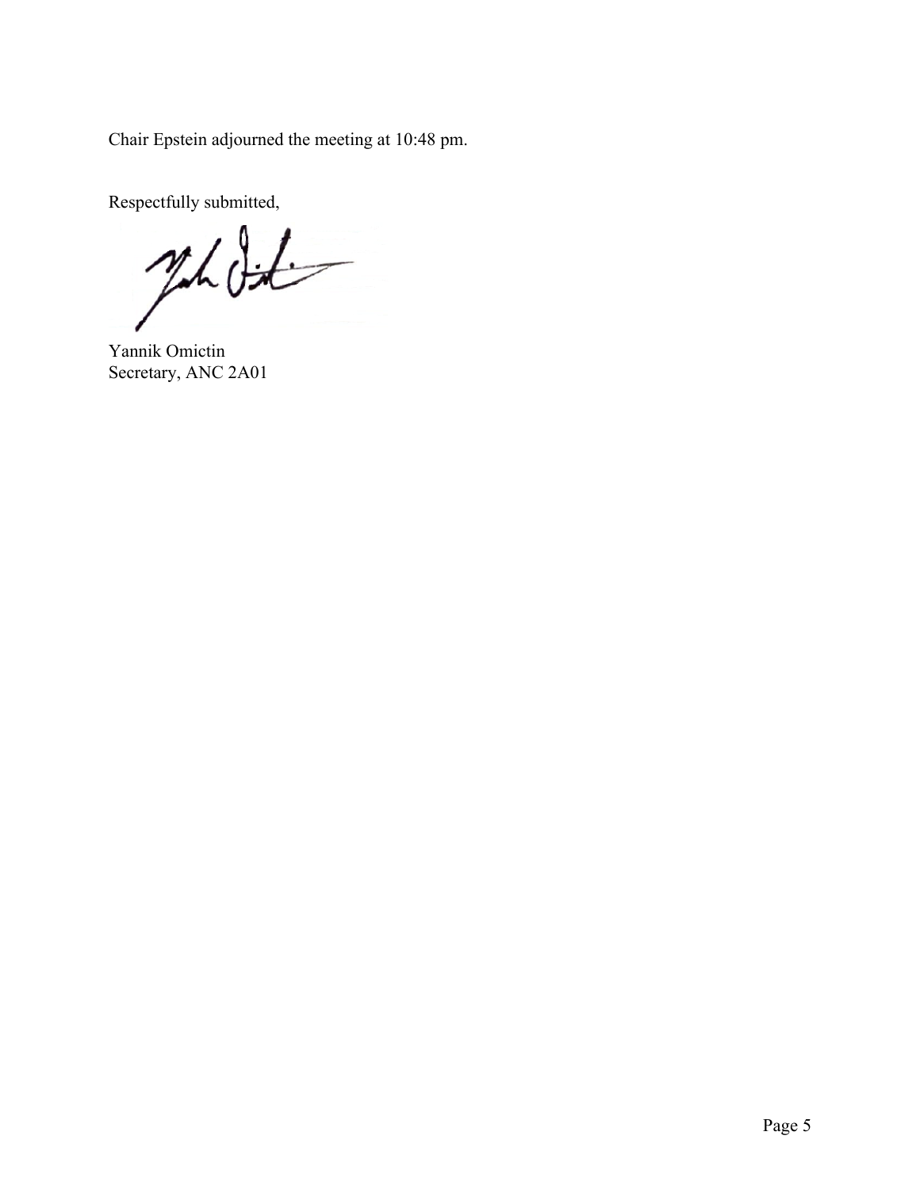Chair Epstein adjourned the meeting at 10:48 pm.

Respectfully submitted,

Yannik Omictin
Secretary, ANC 2A01